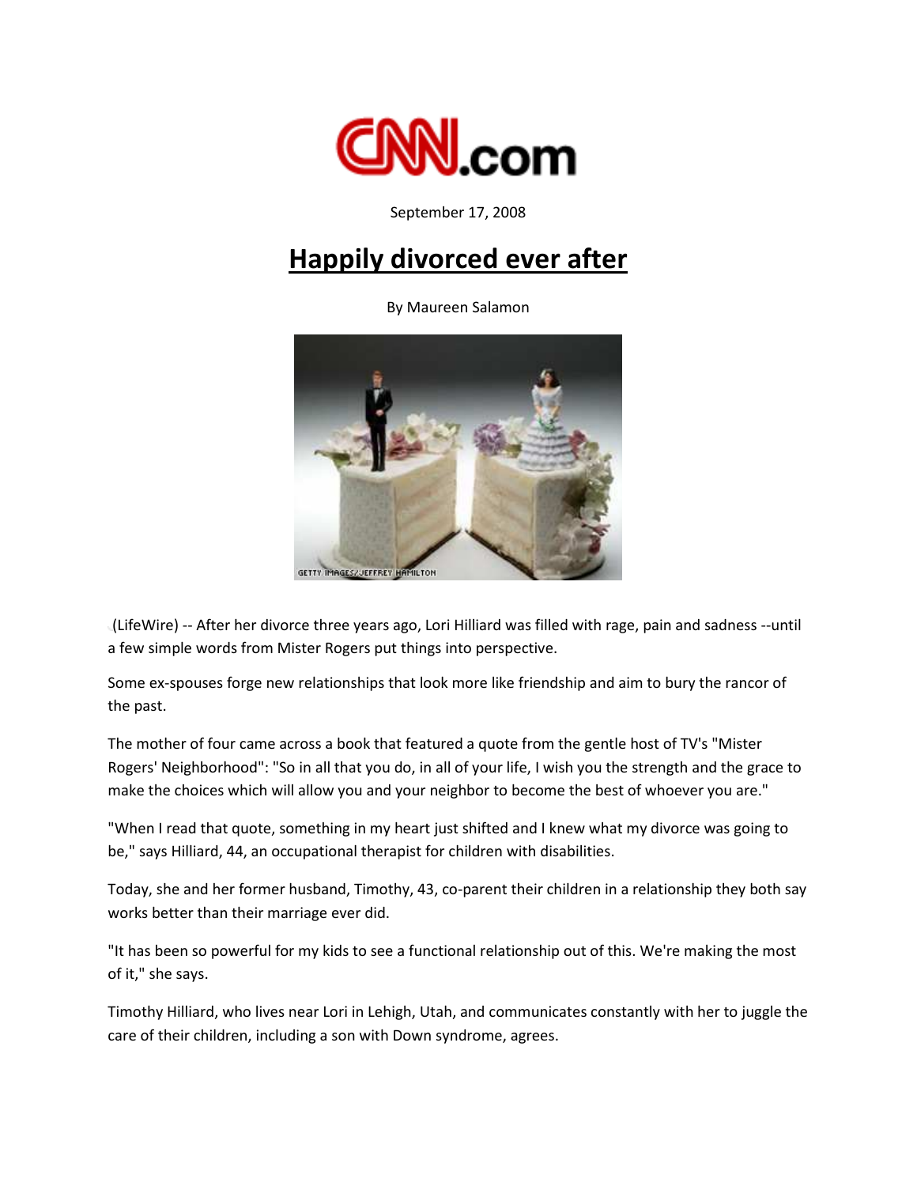CNN.com

September 17, 2008

# Happily divorced ever after

By Maureen Salamon

GETTY IMAGES/JEFFREY HAMILTON

(LifeWire) -- After her divorce three years ago, Lori Hilliard was filled with rage, pain and sadness --until a few simple words from Mister Rogers put things into perspective.

Some ex-spouses forge new relationships that look more like friendship and aim to bury the rancor of the past.

The mother of four came across a book that featured a quote from the gentle host of TV's "Mister Rogers' Neighborhood": "So in all that you do, in all of your life, I wish you the strength and the grace to make the choices which will allow you and your neighbor to become the best of whoever you are."

"When I read that quote, something in my heart just shifted and I knew what my divorce was going to be," says Hilliard, 44, an occupational therapist for children with disabilities.

Today, she and her former husband, Timothy, 43, co-parent their children in a relationship they both say works better than their marriage ever did.

"It has been so powerful for my kids to see a functional relationship out of this. We're making the most of it," she says.

Timothy Hilliard, who lives near Lori in Lehigh, Utah, and communicates constantly with her to juggle the care of their children, including a son with Down syndrome, agrees.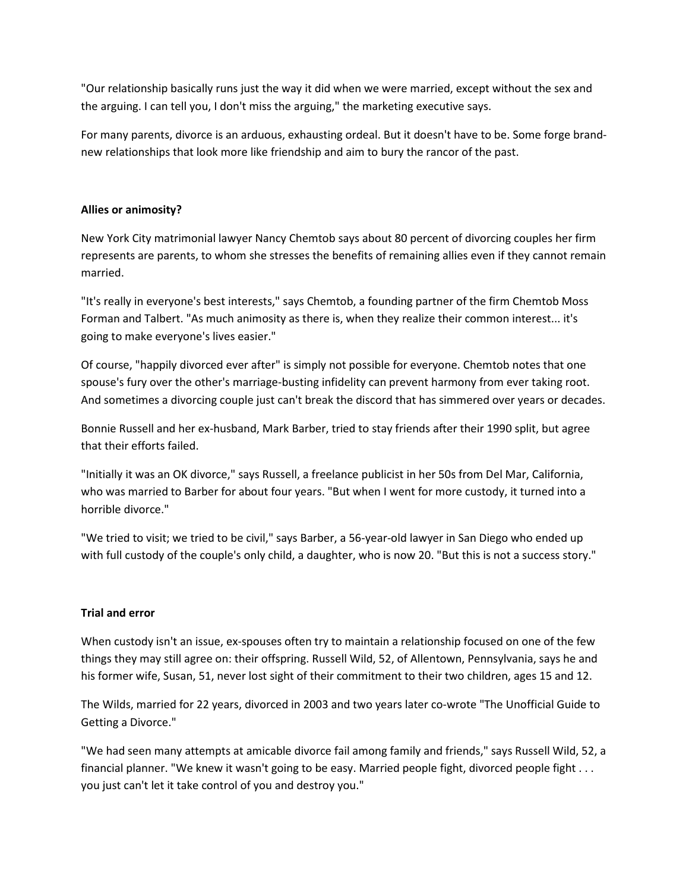"Our relationship basically runs just the way it did when we were married, except without the sex and the arguing. I can tell you, I don't miss the arguing," the marketing executive says.

For many parents, divorce is an arduous, exhausting ordeal. But it doesn't have to be. Some forge brand-new relationships that look more like friendship and aim to bury the rancor of the past.

**Allies or animosity?**

New York City matrimonial lawyer Nancy Chemtob says about 80 percent of divorcing couples her firm represents are parents, to whom she stresses the benefits of remaining allies even if they cannot remain married.

"It's really in everyone's best interests," says Chemtob, a founding partner of the firm Chemtob Moss Forman and Talbert. "As much animosity as there is, when they realize their common interest... it's going to make everyone's lives easier."

Of course, "happily divorced ever after" is simply not possible for everyone. Chemtob notes that one spouse's fury over the other's marriage-busting infidelity can prevent harmony from ever taking root. And sometimes a divorcing couple just can't break the discord that has simmered over years or decades.

Bonnie Russell and her ex-husband, Mark Barber, tried to stay friends after their 1990 split, but agree that their efforts failed.

"Initially it was an OK divorce," says Russell, a freelance publicist in her 50s from Del Mar, California, who was married to Barber for about four years. "But when I went for more custody, it turned into a horrible divorce."

"We tried to visit; we tried to be civil," says Barber, a 56-year-old lawyer in San Diego who ended up with full custody of the couple's only child, a daughter, who is now 20. "But this is not a success story."

**Trial and error**

When custody isn't an issue, ex-spouses often try to maintain a relationship focused on one of the few things they may still agree on: their offspring. Russell Wild, 52, of Allentown, Pennsylvania, says he and his former wife, Susan, 51, never lost sight of their commitment to their two children, ages 15 and 12.

The Wilds, married for 22 years, divorced in 2003 and two years later co-wrote "The Unofficial Guide to Getting a Divorce."

"We had seen many attempts at amicable divorce fail among family and friends," says Russell Wild, 52, a financial planner. "We knew it wasn't going to be easy. Married people fight, divorced people fight . . . you just can't let it take control of you and destroy you."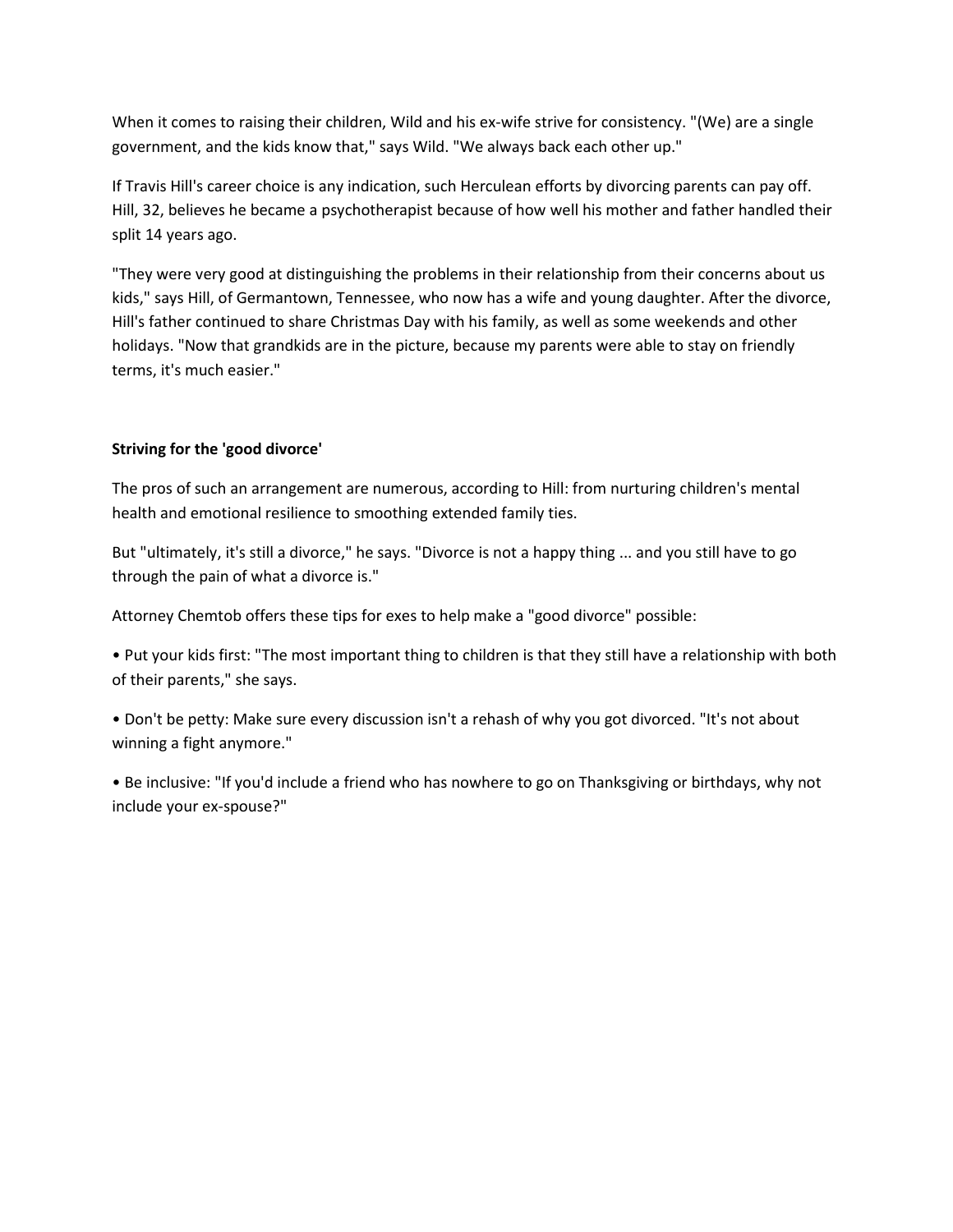When it comes to raising their children, Wild and his ex-wife strive for consistency. "(We) are a single government, and the kids know that," says Wild. "We always back each other up."

If Travis Hill's career choice is any indication, such Herculean efforts by divorcing parents can pay off. Hill, 32, believes he became a psychotherapist because of how well his mother and father handled their split 14 years ago.

"They were very good at distinguishing the problems in their relationship from their concerns about us kids," says Hill, of Germantown, Tennessee, who now has a wife and young daughter. After the divorce, Hill's father continued to share Christmas Day with his family, as well as some weekends and other holidays. "Now that grandkids are in the picture, because my parents were able to stay on friendly terms, it's much easier."

**Striving for the 'good divorce'**

The pros of such an arrangement are numerous, according to Hill: from nurturing children's mental health and emotional resilience to smoothing extended family ties.

But "ultimately, it's still a divorce," he says. "Divorce is not a happy thing ... and you still have to go through the pain of what a divorce is."

Attorney Chemtob offers these tips for exes to help make a "good divorce" possible:

- Put your kids first: "The most important thing to children is that they still have a relationship with both of their parents," she says.
- Don't be petty: Make sure every discussion isn't a rehash of why you got divorced. "It's not about winning a fight anymore."
- Be inclusive: "If you'd include a friend who has nowhere to go on Thanksgiving or birthdays, why not include your ex-spouse?"